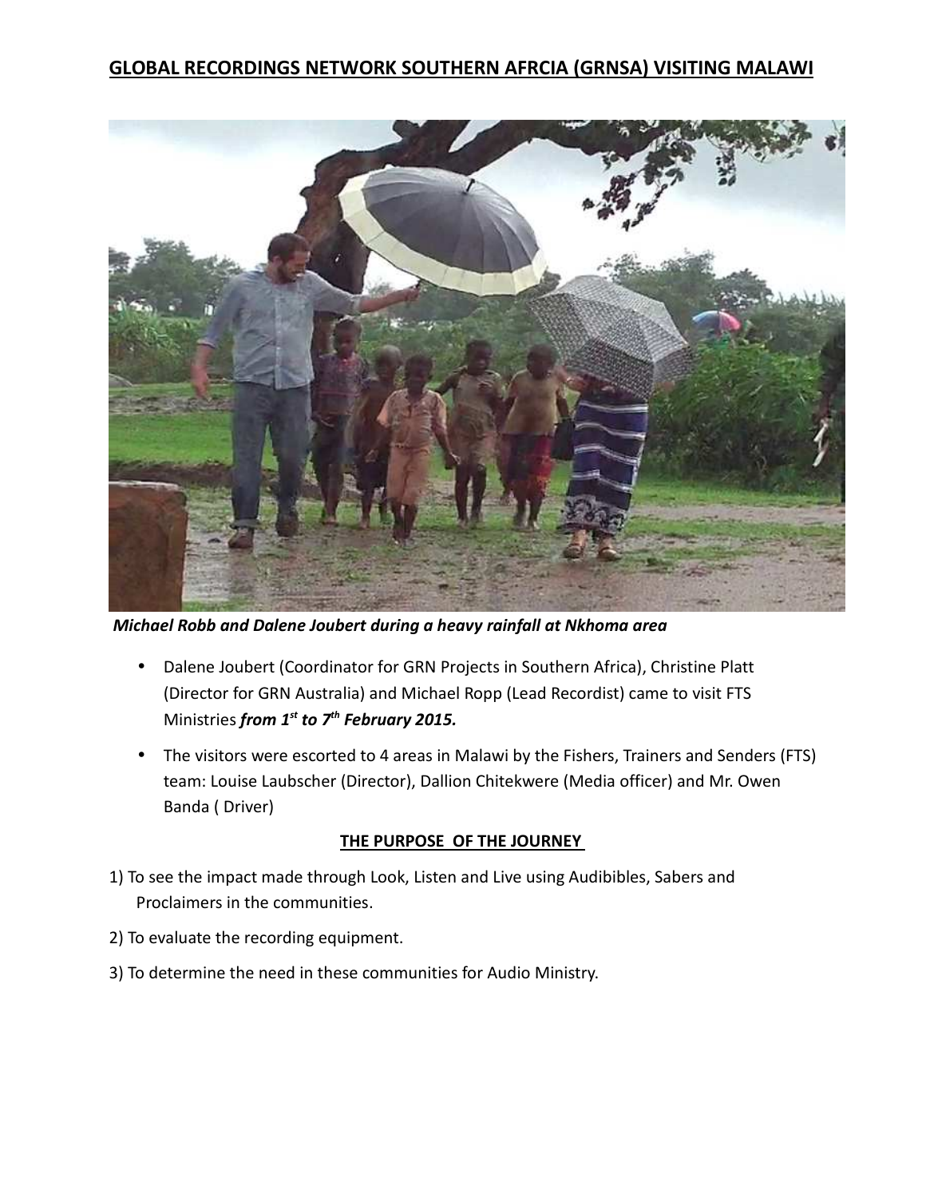# GLOBAL RECORDINGS NETWORK SOUTHERN AFRCIA (GRNSA) VISITING MALAWI

*Michael Robb and Dalene Joubert during a heavy rainfall at Nkhoma area*

- Dalene Joubert (Coordinator for GRN Projects in Southern Africa), Christine Platt (Director for GRN Australia) and Michael Ropp (Lead Recordist) came to visit FTS Ministries ***from 1st to 7th February 2015.***
- The visitors were escorted to 4 areas in Malawi by the Fishers, Trainers and Senders (FTS) team: Louise Laubscher (Director), Dallion Chitekwere (Media officer) and Mr. Owen Banda ( Driver)

## THE PURPOSE OF THE JOURNEY

1) To see the impact made through Look, Listen and Live using Audibibles, Sabers and Proclaimers in the communities.
2) To evaluate the recording equipment.
3) To determine the need in these communities for Audio Ministry.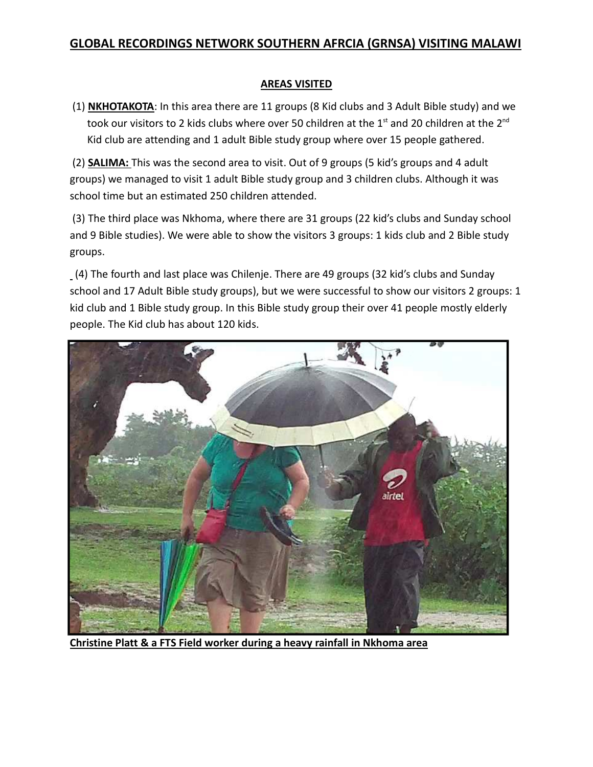# GLOBAL RECORDINGS NETWORK SOUTHERN AFRCIA (GRNSA) VISITING MALAWI

## AREAS VISITED

(1) **NKHOTAKOTA**: In this area there are 11 groups (8 Kid clubs and 3 Adult Bible study) and we took our visitors to 2 kids clubs where over 50 children at the 1st and 20 children at the 2nd Kid club are attending and 1 adult Bible study group where over 15 people gathered.

(2) **SALIMA:** This was the second area to visit. Out of 9 groups (5 kid's groups and 4 adult groups) we managed to visit 1 adult Bible study group and 3 children clubs. Although it was school time but an estimated 250 children attended.

(3) The third place was Nkhoma, where there are 31 groups (22 kid's clubs and Sunday school and 9 Bible studies). We were able to show the visitors 3 groups: 1 kids club and 2 Bible study groups.

(4) The fourth and last place was Chilenje. There are 49 groups (32 kid's clubs and Sunday school and 17 Adult Bible study groups), but we were successful to show our visitors 2 groups: 1 kid club and 1 Bible study group. In this Bible study group their over 41 people mostly elderly people. The Kid club has about 120 kids.

**Christine Platt & a FTS Field worker during a heavy rainfall in Nkhoma area**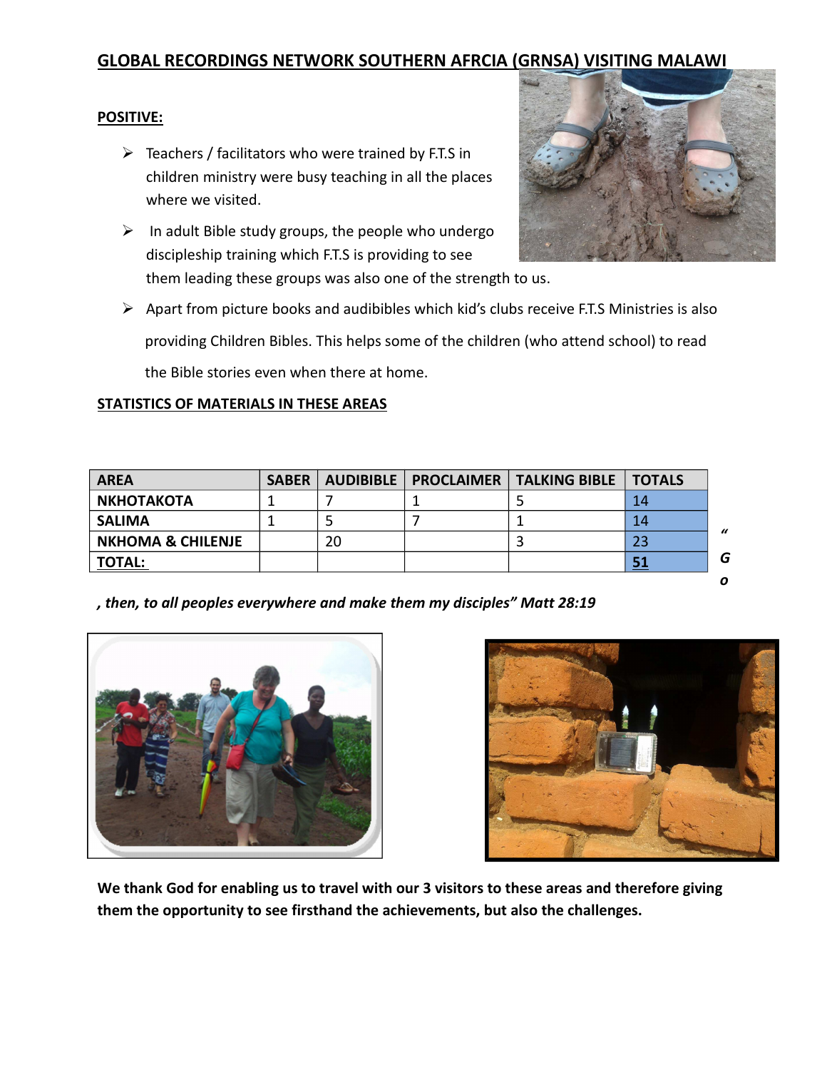## GLOBAL RECORDINGS NETWORK SOUTHERN AFRCIA (GRNSA) VISITING MALAWI

**POSITIVE:**

- Teachers / facilitators who were trained by F.T.S in children ministry were busy teaching in all the places where we visited.
- In adult Bible study groups, the people who undergo discipleship training which F.T.S is providing to see them leading these groups was also one of the strength to us.
- Apart from picture books and audibibles which kid's clubs receive F.T.S Ministries is also providing Children Bibles. This helps some of the children (who attend school) to read the Bible stories even when there at home.

**STATISTICS OF MATERIALS IN THESE AREAS**

| AREA | SABER | AUDIBIBLE | PROCLAIMER | TALKING BIBLE | TOTALS |
|---|---|---|---|---|---|
| NKHOTAKOTA | 1 | 7 | 1 | 5 | 14 |
| SALIMA | 1 | 5 | 7 | 1 | 14 |
| NKHOMA & CHILENJE | | 20 | | 3 | 23 |
| **TOTAL:** | | | | | **51** |

***"Go, then, to all peoples everywhere and make them my disciples" Matt 28:19***

**We thank God for enabling us to travel with our 3 visitors to these areas and therefore giving them the opportunity to see firsthand the achievements, but also the challenges.**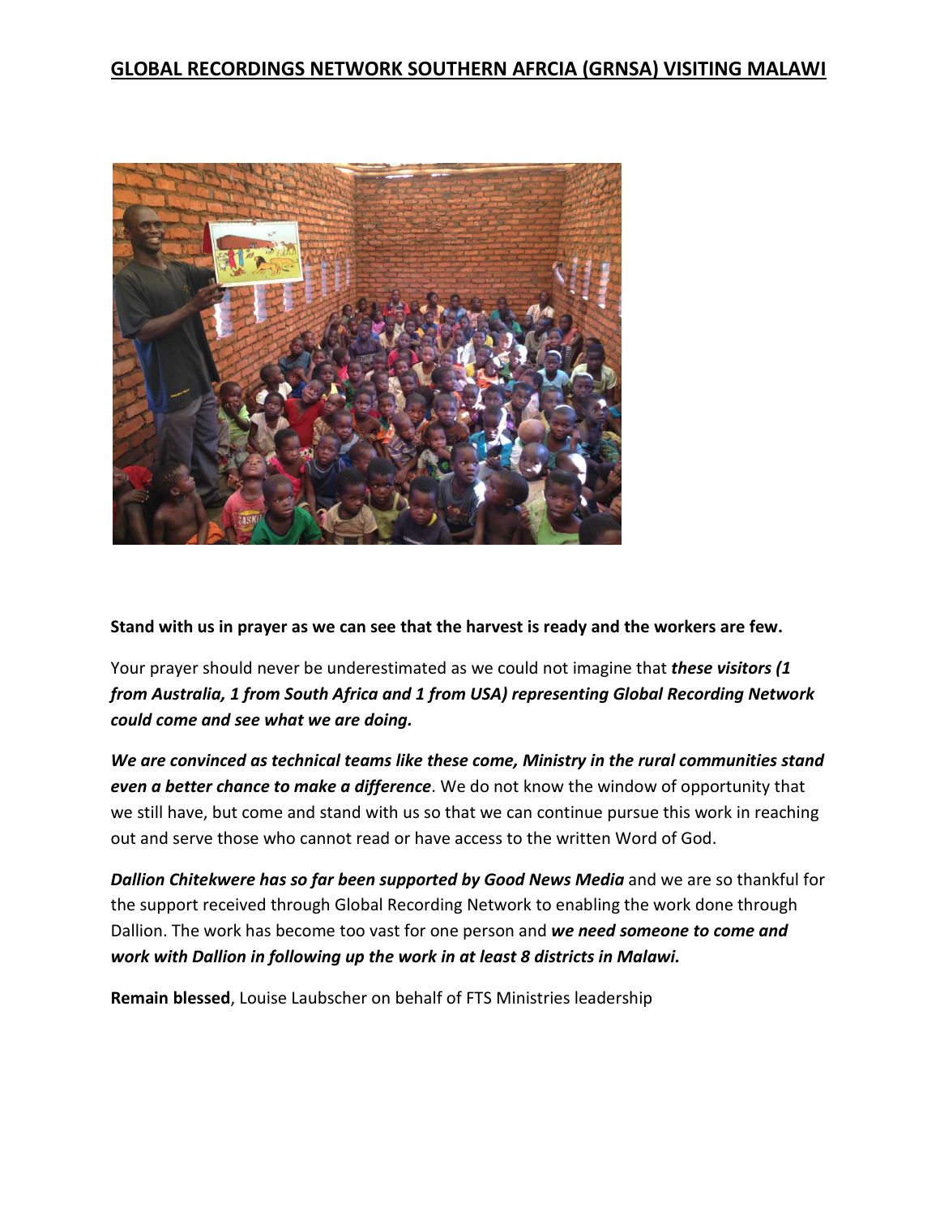# GLOBAL RECORDINGS NETWORK SOUTHERN AFRCIA (GRNSA) VISITING MALAWI

**Stand with us in prayer as we can see that the harvest is ready and the workers are few.**

Your prayer should never be underestimated as we could not imagine that ***these visitors (1 from Australia, 1 from South Africa and 1 from USA) representing Global Recording Network could come and see what we are doing.***

***We are convinced as technical teams like these come, Ministry in the rural communities stand even a better chance to make a difference***. We do not know the window of opportunity that we still have, but come and stand with us so that we can continue pursue this work in reaching out and serve those who cannot read or have access to the written Word of God.

***Dallion Chitekwere has so far been supported by Good News Media*** and we are so thankful for the support received through Global Recording Network to enabling the work done through Dallion. The work has become too vast for one person and ***we need someone to come and work with Dallion in following up the work in at least 8 districts in Malawi.***

**Remain blessed**, Louise Laubscher on behalf of FTS Ministries leadership